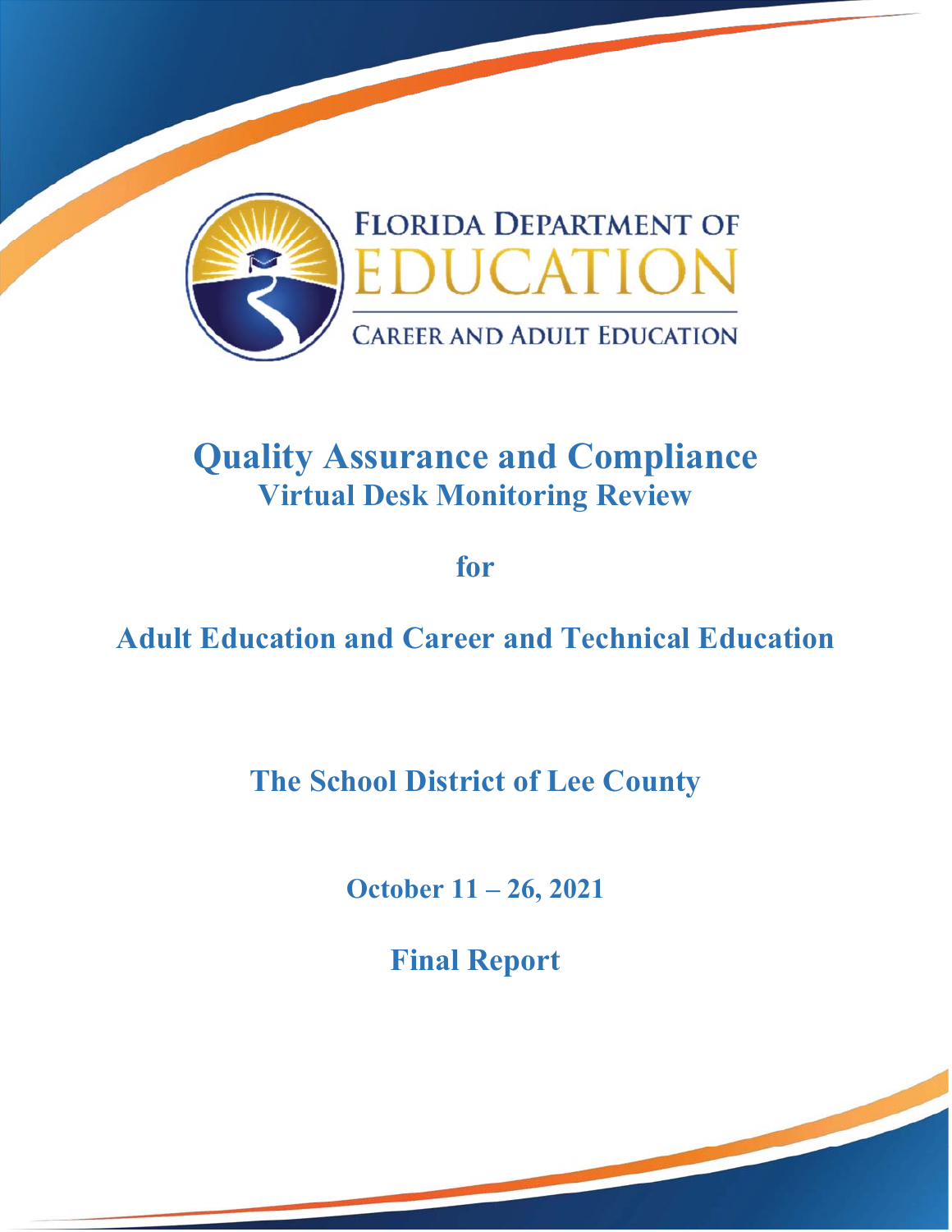FLORIDA DEPARTMENT OF EDUCATION

CAREER AND ADULT EDUCATION

# Quality Assurance and Compliance

## Virtual Desk Monitoring Review

for

## Adult Education and Career and Technical Education

## The School District of Lee County

**October 11 – 26, 2021**

## Final Report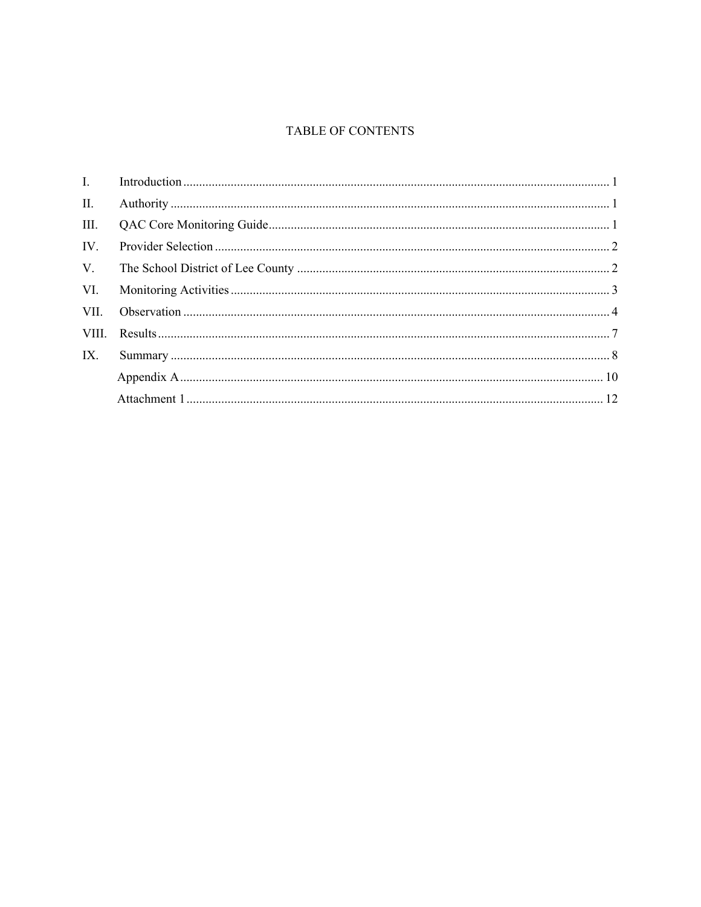# TABLE OF CONTENTS

| | | |
|---|---|---|
| I. | Introduction | 1 |
| II. | Authority | 1 |
| III. | QAC Core Monitoring Guide | 1 |
| IV. | Provider Selection | 2 |
| V. | The School District of Lee County | 2 |
| VI. | Monitoring Activities | 3 |
| VII. | Observation | 4 |
| VIII. | Results | 7 |
| IX. | Summary | 8 |
| | Appendix A | 10 |
| | Attachment 1 | 12 |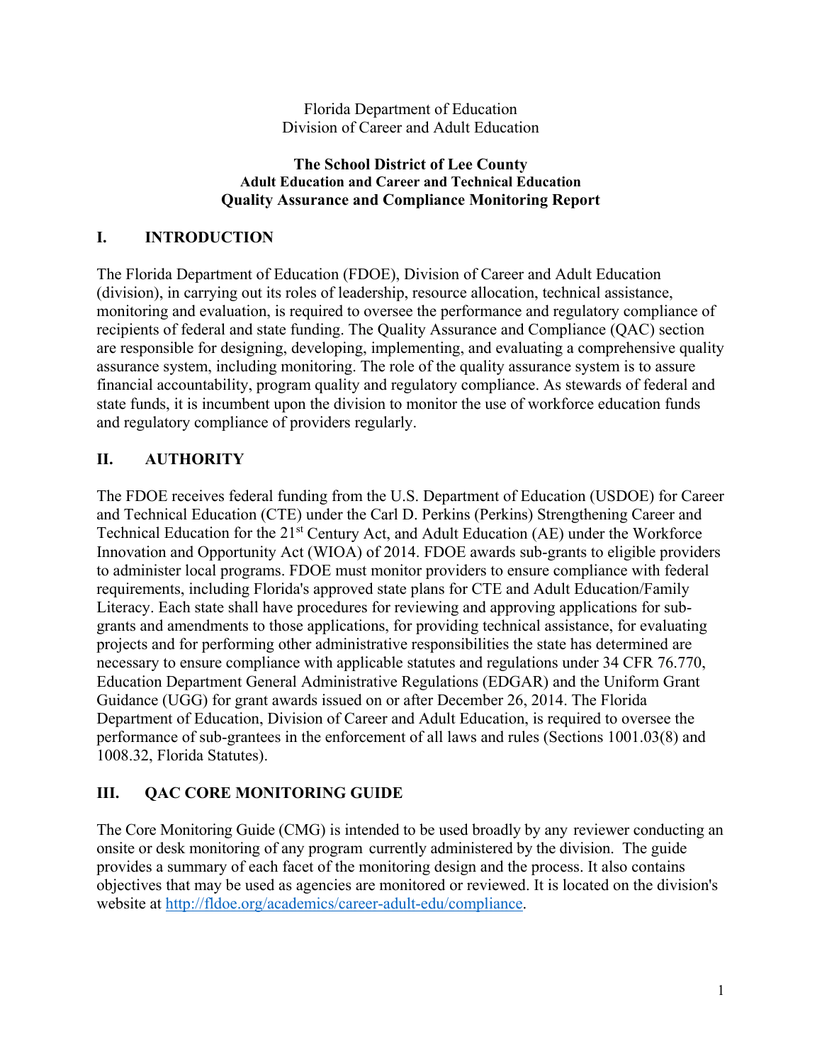Florida Department of Education
Division of Career and Adult Education

**The School District of Lee County**
**Adult Education and Career and Technical Education**
**Quality Assurance and Compliance Monitoring Report**

## I. INTRODUCTION

The Florida Department of Education (FDOE), Division of Career and Adult Education (division), in carrying out its roles of leadership, resource allocation, technical assistance, monitoring and evaluation, is required to oversee the performance and regulatory compliance of recipients of federal and state funding. The Quality Assurance and Compliance (QAC) section are responsible for designing, developing, implementing, and evaluating a comprehensive quality assurance system, including monitoring. The role of the quality assurance system is to assure financial accountability, program quality and regulatory compliance. As stewards of federal and state funds, it is incumbent upon the division to monitor the use of workforce education funds and regulatory compliance of providers regularly.

## II. AUTHORITY

The FDOE receives federal funding from the U.S. Department of Education (USDOE) for Career and Technical Education (CTE) under the Carl D. Perkins (Perkins) Strengthening Career and Technical Education for the 21st Century Act, and Adult Education (AE) under the Workforce Innovation and Opportunity Act (WIOA) of 2014. FDOE awards sub-grants to eligible providers to administer local programs. FDOE must monitor providers to ensure compliance with federal requirements, including Florida's approved state plans for CTE and Adult Education/Family Literacy. Each state shall have procedures for reviewing and approving applications for sub-grants and amendments to those applications, for providing technical assistance, for evaluating projects and for performing other administrative responsibilities the state has determined are necessary to ensure compliance with applicable statutes and regulations under 34 CFR 76.770, Education Department General Administrative Regulations (EDGAR) and the Uniform Grant Guidance (UGG) for grant awards issued on or after December 26, 2014. The Florida Department of Education, Division of Career and Adult Education, is required to oversee the performance of sub-grantees in the enforcement of all laws and rules (Sections 1001.03(8) and 1008.32, Florida Statutes).

## III. QAC CORE MONITORING GUIDE

The Core Monitoring Guide (CMG) is intended to be used broadly by any reviewer conducting an onsite or desk monitoring of any program currently administered by the division. The guide provides a summary of each facet of the monitoring design and the process. It also contains objectives that may be used as agencies are monitored or reviewed. It is located on the division's website at http://fldoe.org/academics/career-adult-edu/compliance.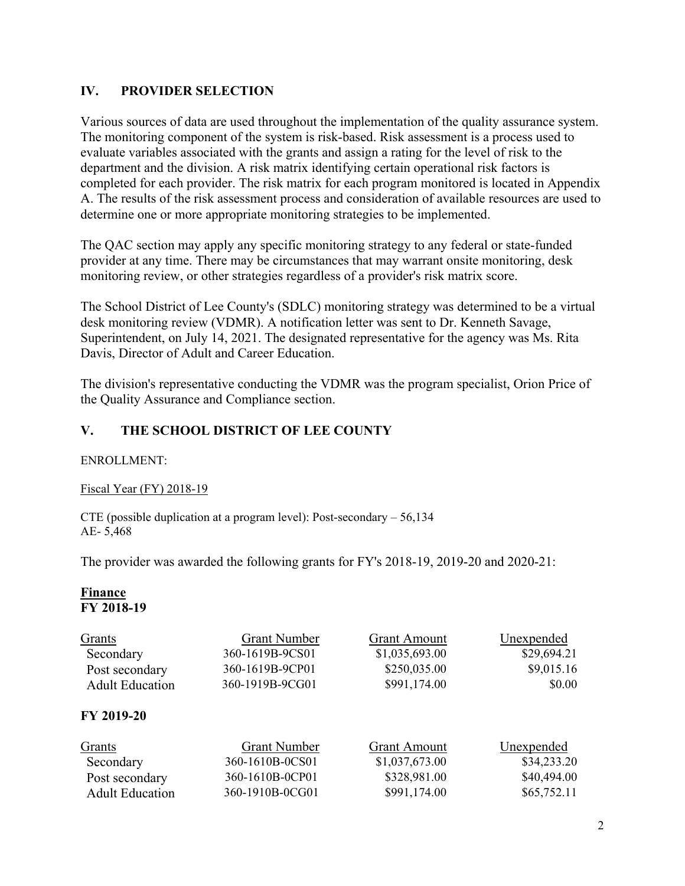## IV. PROVIDER SELECTION

Various sources of data are used throughout the implementation of the quality assurance system. The monitoring component of the system is risk-based. Risk assessment is a process used to evaluate variables associated with the grants and assign a rating for the level of risk to the department and the division. A risk matrix identifying certain operational risk factors is completed for each provider. The risk matrix for each program monitored is located in Appendix A. The results of the risk assessment process and consideration of available resources are used to determine one or more appropriate monitoring strategies to be implemented.

The QAC section may apply any specific monitoring strategy to any federal or state-funded provider at any time. There may be circumstances that may warrant onsite monitoring, desk monitoring review, or other strategies regardless of a provider's risk matrix score.

The School District of Lee County's (SDLC) monitoring strategy was determined to be a virtual desk monitoring review (VDMR). A notification letter was sent to Dr. Kenneth Savage, Superintendent, on July 14, 2021. The designated representative for the agency was Ms. Rita Davis, Director of Adult and Career Education.

The division's representative conducting the VDMR was the program specialist, Orion Price of the Quality Assurance and Compliance section.

## V. THE SCHOOL DISTRICT OF LEE COUNTY

ENROLLMENT:

Fiscal Year (FY) 2018-19

CTE (possible duplication at a program level): Post-secondary – 56,134
AE- 5,468

The provider was awarded the following grants for FY's 2018-19, 2019-20 and 2020-21:

**Finance**
**FY 2018-19**

| Grants | Grant Number | Grant Amount | Unexpended |
|---|---|---|---|
| Secondary | 360-1619B-9CS01 | $1,035,693.00 | $29,694.21 |
| Post secondary | 360-1619B-9CP01 | $250,035.00 | $9,015.16 |
| Adult Education | 360-1919B-9CG01 | $991,174.00 | $0.00 |

**FY 2019-20**

| Grants | Grant Number | Grant Amount | Unexpended |
|---|---|---|---|
| Secondary | 360-1610B-0CS01 | $1,037,673.00 | $34,233.20 |
| Post secondary | 360-1610B-0CP01 | $328,981.00 | $40,494.00 |
| Adult Education | 360-1910B-0CG01 | $991,174.00 | $65,752.11 |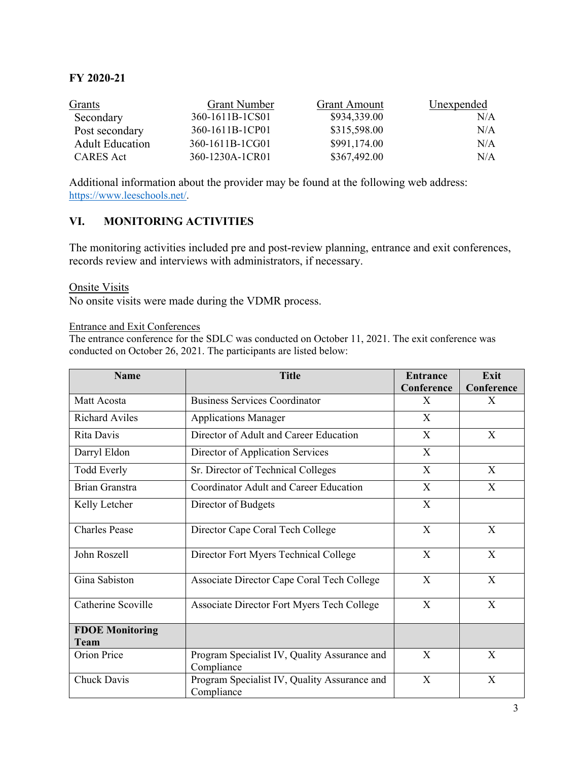**FY 2020-21**

| Grants | Grant Number | Grant Amount | Unexpended |
|---|---|---|---|
| Secondary | 360-1611B-1CS01 | $934,339.00 | N/A |
| Post secondary | 360-1611B-1CP01 | $315,598.00 | N/A |
| Adult Education | 360-1611B-1CG01 | $991,174.00 | N/A |
| CARES Act | 360-1230A-1CR01 | $367,492.00 | N/A |

Additional information about the provider may be found at the following web address: https://www.leeschools.net/.

## VI. MONITORING ACTIVITIES

The monitoring activities included pre and post-review planning, entrance and exit conferences, records review and interviews with administrators, if necessary.

Onsite Visits

No onsite visits were made during the VDMR process.

Entrance and Exit Conferences

The entrance conference for the SDLC was conducted on October 11, 2021. The exit conference was conducted on October 26, 2021. The participants are listed below:

| Name | Title | Entrance Conference | Exit Conference |
|---|---|---|---|
| Matt Acosta | Business Services Coordinator | X | X |
| Richard Aviles | Applications Manager | X | |
| Rita Davis | Director of Adult and Career Education | X | X |
| Darryl Eldon | Director of Application Services | X | |
| Todd Everly | Sr. Director of Technical Colleges | X | X |
| Brian Granstra | Coordinator Adult and Career Education | X | X |
| Kelly Letcher | Director of Budgets | X | |
| Charles Pease | Director Cape Coral Tech College | X | X |
| John Roszell | Director Fort Myers Technical College | X | X |
| Gina Sabiston | Associate Director Cape Coral Tech College | X | X |
| Catherine Scoville | Associate Director Fort Myers Tech College | X | X |
| **FDOE Monitoring Team** | | | |
| Orion Price | Program Specialist IV, Quality Assurance and Compliance | X | X |
| Chuck Davis | Program Specialist IV, Quality Assurance and Compliance | X | X |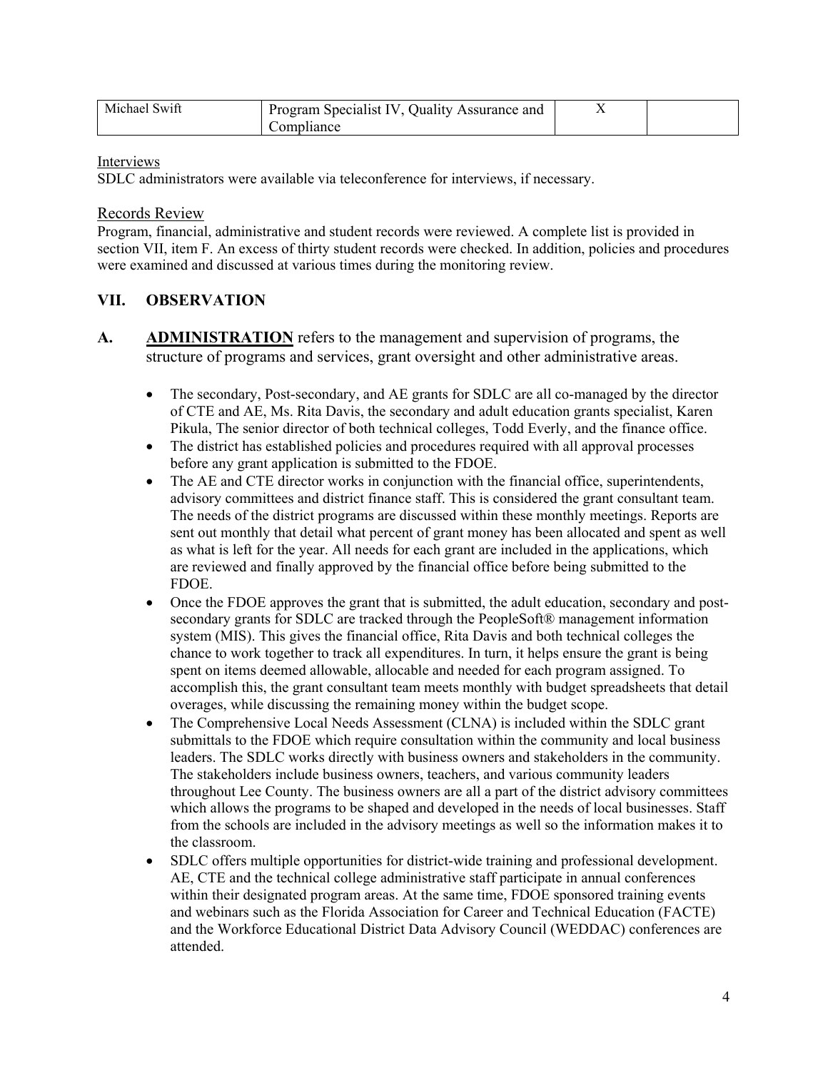| Michael Swift | Program Specialist IV, Quality Assurance and Compliance | X | |
|---|---|---|---|

Interviews

SDLC administrators were available via teleconference for interviews, if necessary.

Records Review

Program, financial, administrative and student records were reviewed. A complete list is provided in section VII, item F. An excess of thirty student records were checked. In addition, policies and procedures were examined and discussed at various times during the monitoring review.

## VII. OBSERVATION

**A. <u>ADMINISTRATION</u>** refers to the management and supervision of programs, the structure of programs and services, grant oversight and other administrative areas.

- The secondary, Post-secondary, and AE grants for SDLC are all co-managed by the director of CTE and AE, Ms. Rita Davis, the secondary and adult education grants specialist, Karen Pikula, The senior director of both technical colleges, Todd Everly, and the finance office.
- The district has established policies and procedures required with all approval processes before any grant application is submitted to the FDOE.
- The AE and CTE director works in conjunction with the financial office, superintendents, advisory committees and district finance staff. This is considered the grant consultant team. The needs of the district programs are discussed within these monthly meetings. Reports are sent out monthly that detail what percent of grant money has been allocated and spent as well as what is left for the year. All needs for each grant are included in the applications, which are reviewed and finally approved by the financial office before being submitted to the FDOE.
- Once the FDOE approves the grant that is submitted, the adult education, secondary and post-secondary grants for SDLC are tracked through the PeopleSoft® management information system (MIS). This gives the financial office, Rita Davis and both technical colleges the chance to work together to track all expenditures. In turn, it helps ensure the grant is being spent on items deemed allowable, allocable and needed for each program assigned. To accomplish this, the grant consultant team meets monthly with budget spreadsheets that detail overages, while discussing the remaining money within the budget scope.
- The Comprehensive Local Needs Assessment (CLNA) is included within the SDLC grant submittals to the FDOE which require consultation within the community and local business leaders. The SDLC works directly with business owners and stakeholders in the community. The stakeholders include business owners, teachers, and various community leaders throughout Lee County. The business owners are all a part of the district advisory committees which allows the programs to be shaped and developed in the needs of local businesses. Staff from the schools are included in the advisory meetings as well so the information makes it to the classroom.
- SDLC offers multiple opportunities for district-wide training and professional development. AE, CTE and the technical college administrative staff participate in annual conferences within their designated program areas. At the same time, FDOE sponsored training events and webinars such as the Florida Association for Career and Technical Education (FACTE) and the Workforce Educational District Data Advisory Council (WEDDAC) conferences are attended.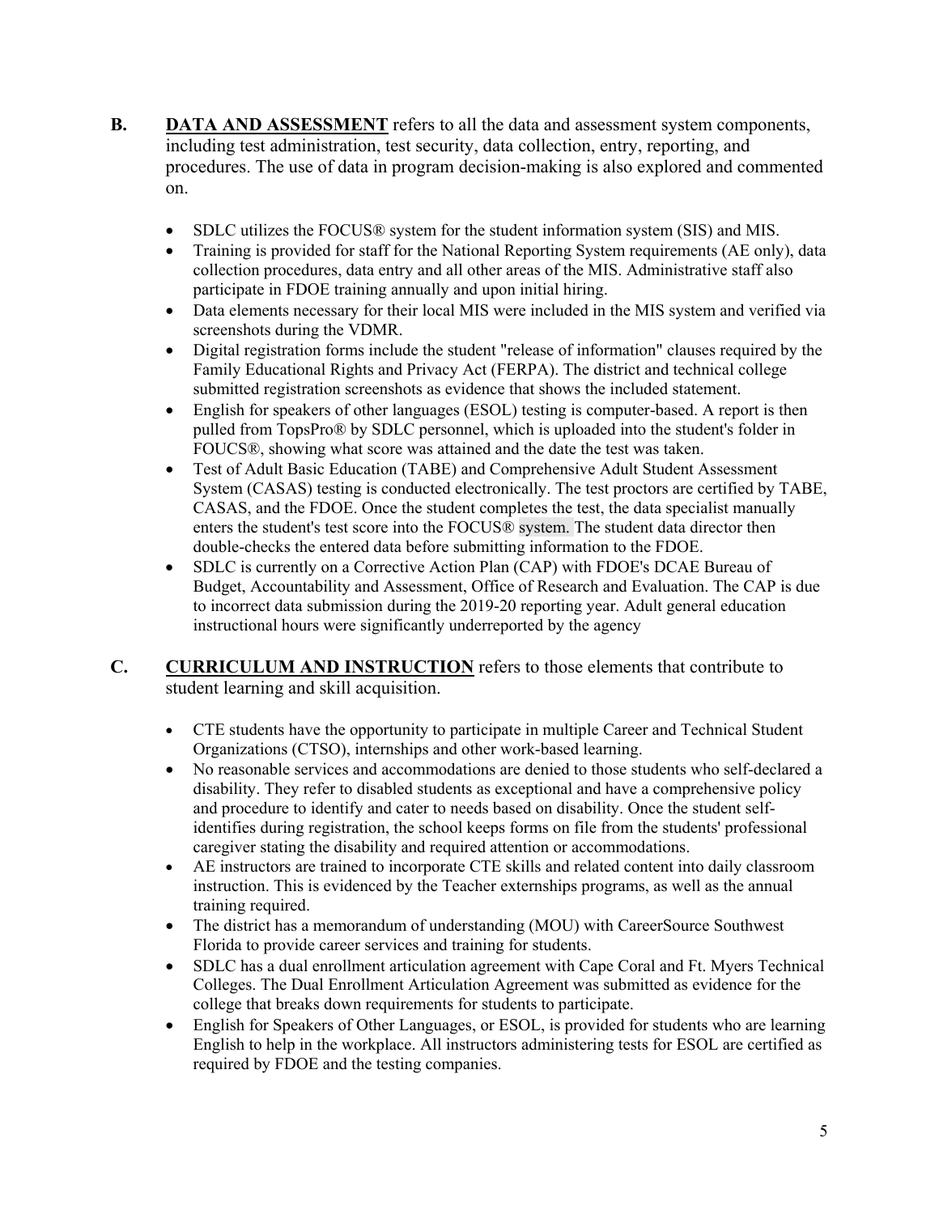**B. DATA AND ASSESSMENT** refers to all the data and assessment system components, including test administration, test security, data collection, entry, reporting, and procedures. The use of data in program decision-making is also explored and commented on.

- SDLC utilizes the FOCUS® system for the student information system (SIS) and MIS.
- Training is provided for staff for the National Reporting System requirements (AE only), data collection procedures, data entry and all other areas of the MIS. Administrative staff also participate in FDOE training annually and upon initial hiring.
- Data elements necessary for their local MIS were included in the MIS system and verified via screenshots during the VDMR.
- Digital registration forms include the student "release of information" clauses required by the Family Educational Rights and Privacy Act (FERPA). The district and technical college submitted registration screenshots as evidence that shows the included statement.
- English for speakers of other languages (ESOL) testing is computer-based. A report is then pulled from TopsPro® by SDLC personnel, which is uploaded into the student's folder in FOUCS®, showing what score was attained and the date the test was taken.
- Test of Adult Basic Education (TABE) and Comprehensive Adult Student Assessment System (CASAS) testing is conducted electronically. The test proctors are certified by TABE, CASAS, and the FDOE. Once the student completes the test, the data specialist manually enters the student's test score into the FOCUS® system. The student data director then double-checks the entered data before submitting information to the FDOE.
- SDLC is currently on a Corrective Action Plan (CAP) with FDOE's DCAE Bureau of Budget, Accountability and Assessment, Office of Research and Evaluation. The CAP is due to incorrect data submission during the 2019-20 reporting year. Adult general education instructional hours were significantly underreported by the agency

**C. CURRICULUM AND INSTRUCTION** refers to those elements that contribute to student learning and skill acquisition.

- CTE students have the opportunity to participate in multiple Career and Technical Student Organizations (CTSO), internships and other work-based learning.
- No reasonable services and accommodations are denied to those students who self-declared a disability. They refer to disabled students as exceptional and have a comprehensive policy and procedure to identify and cater to needs based on disability. Once the student self-identifies during registration, the school keeps forms on file from the students' professional caregiver stating the disability and required attention or accommodations.
- AE instructors are trained to incorporate CTE skills and related content into daily classroom instruction. This is evidenced by the Teacher externships programs, as well as the annual training required.
- The district has a memorandum of understanding (MOU) with CareerSource Southwest Florida to provide career services and training for students.
- SDLC has a dual enrollment articulation agreement with Cape Coral and Ft. Myers Technical Colleges. The Dual Enrollment Articulation Agreement was submitted as evidence for the college that breaks down requirements for students to participate.
- English for Speakers of Other Languages, or ESOL, is provided for students who are learning English to help in the workplace. All instructors administering tests for ESOL are certified as required by FDOE and the testing companies.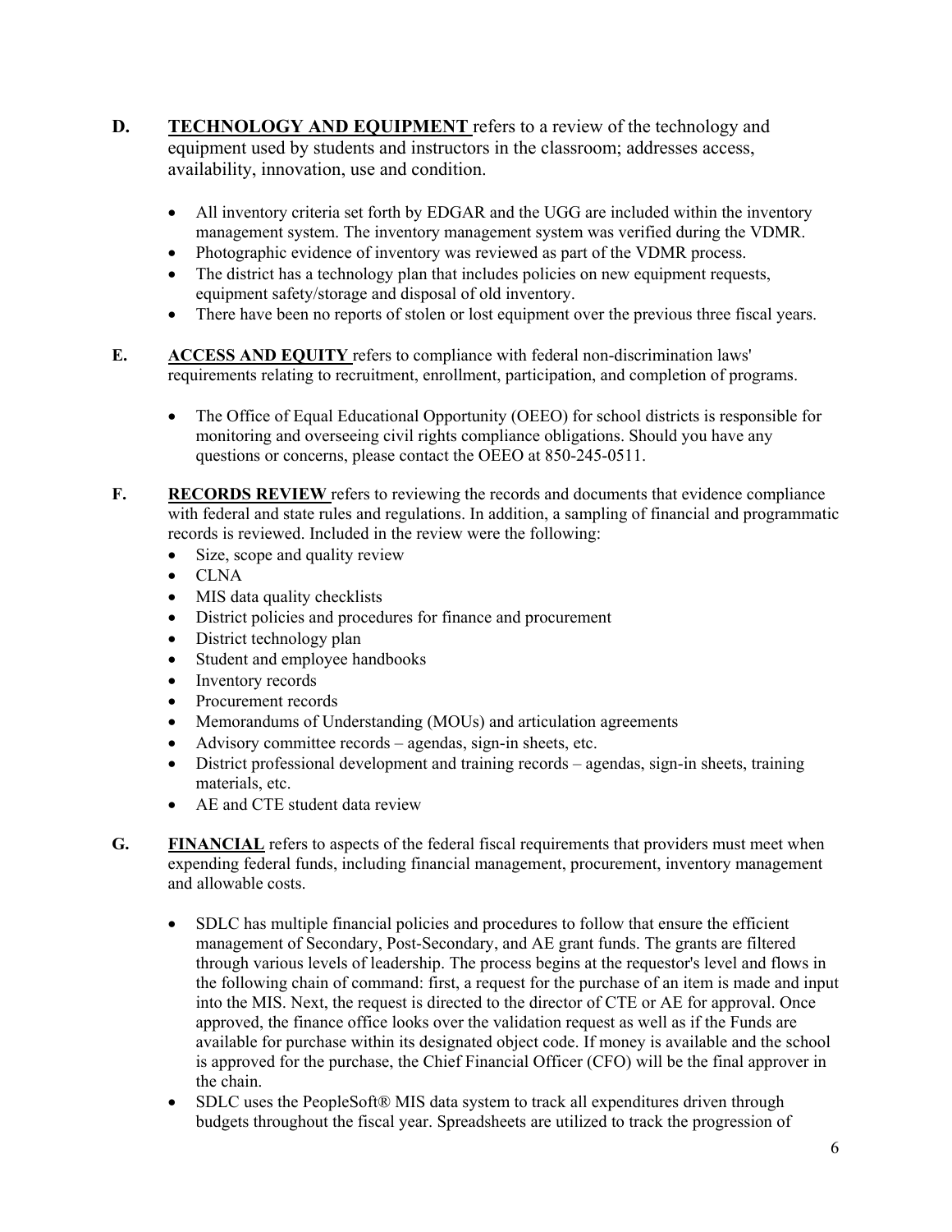**D.** **TECHNOLOGY AND EQUIPMENT** refers to a review of the technology and equipment used by students and instructors in the classroom; addresses access, availability, innovation, use and condition.

- All inventory criteria set forth by EDGAR and the UGG are included within the inventory management system. The inventory management system was verified during the VDMR.
- Photographic evidence of inventory was reviewed as part of the VDMR process.
- The district has a technology plan that includes policies on new equipment requests, equipment safety/storage and disposal of old inventory.
- There have been no reports of stolen or lost equipment over the previous three fiscal years.

**E.** **ACCESS AND EQUITY** refers to compliance with federal non-discrimination laws' requirements relating to recruitment, enrollment, participation, and completion of programs.

- The Office of Equal Educational Opportunity (OEEO) for school districts is responsible for monitoring and overseeing civil rights compliance obligations. Should you have any questions or concerns, please contact the OEEO at 850-245-0511.

**F.** **RECORDS REVIEW** refers to reviewing the records and documents that evidence compliance with federal and state rules and regulations. In addition, a sampling of financial and programmatic records is reviewed. Included in the review were the following:

- Size, scope and quality review
- CLNA
- MIS data quality checklists
- District policies and procedures for finance and procurement
- District technology plan
- Student and employee handbooks
- Inventory records
- Procurement records
- Memorandums of Understanding (MOUs) and articulation agreements
- Advisory committee records – agendas, sign-in sheets, etc.
- District professional development and training records – agendas, sign-in sheets, training materials, etc.
- AE and CTE student data review

**G.** **FINANCIAL** refers to aspects of the federal fiscal requirements that providers must meet when expending federal funds, including financial management, procurement, inventory management and allowable costs.

- SDLC has multiple financial policies and procedures to follow that ensure the efficient management of Secondary, Post-Secondary, and AE grant funds. The grants are filtered through various levels of leadership. The process begins at the requestor's level and flows in the following chain of command: first, a request for the purchase of an item is made and input into the MIS. Next, the request is directed to the director of CTE or AE for approval. Once approved, the finance office looks over the validation request as well as if the Funds are available for purchase within its designated object code. If money is available and the school is approved for the purchase, the Chief Financial Officer (CFO) will be the final approver in the chain.
- SDLC uses the PeopleSoft® MIS data system to track all expenditures driven through budgets throughout the fiscal year. Spreadsheets are utilized to track the progression of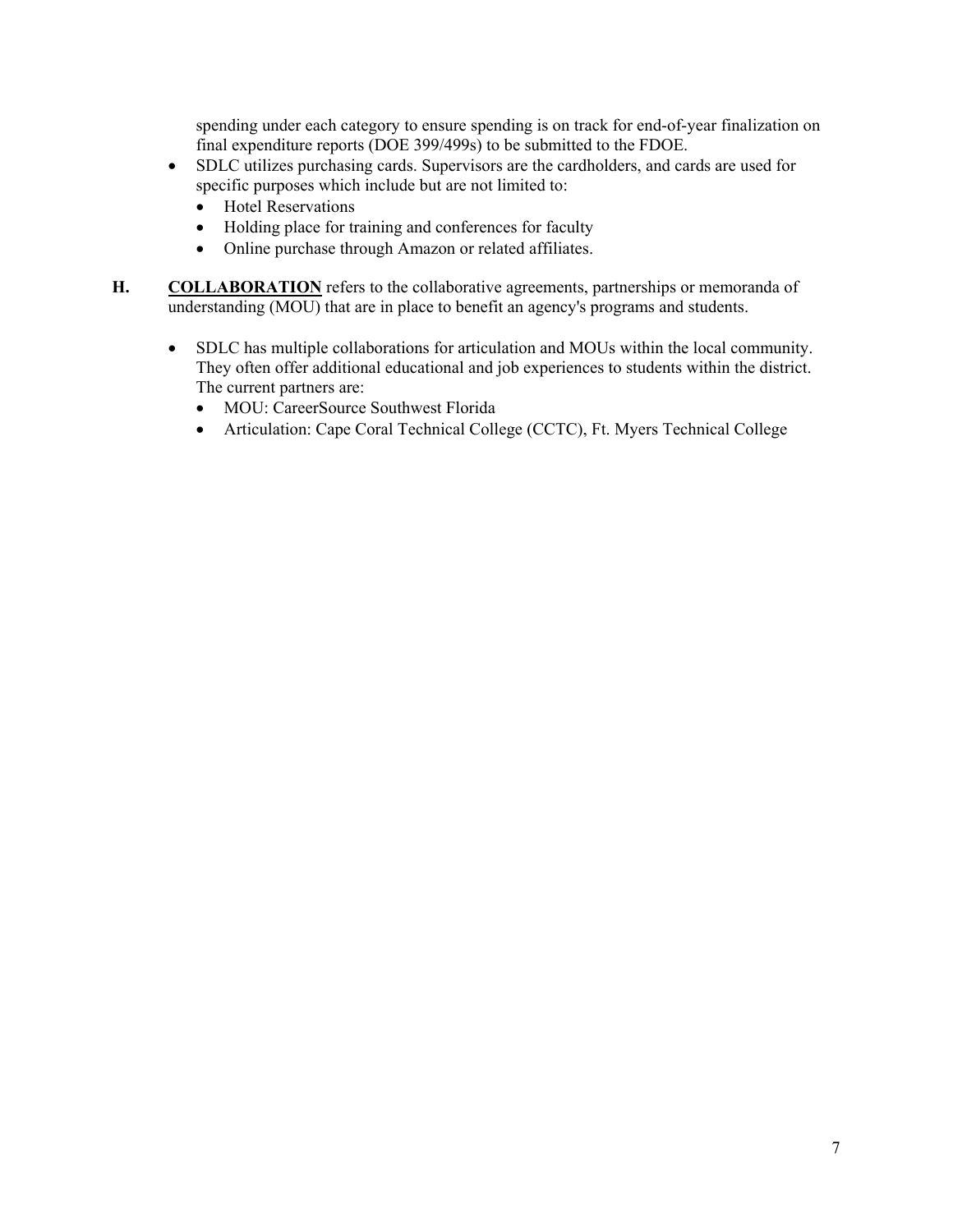spending under each category to ensure spending is on track for end-of-year finalization on final expenditure reports (DOE 399/499s) to be submitted to the FDOE.

- SDLC utilizes purchasing cards. Supervisors are the cardholders, and cards are used for specific purposes which include but are not limited to:
  - Hotel Reservations
  - Holding place for training and conferences for faculty
  - Online purchase through Amazon or related affiliates.

**H.** **COLLABORATION** refers to the collaborative agreements, partnerships or memoranda of understanding (MOU) that are in place to benefit an agency's programs and students.

- SDLC has multiple collaborations for articulation and MOUs within the local community. They often offer additional educational and job experiences to students within the district. The current partners are:
  - MOU: CareerSource Southwest Florida
  - Articulation: Cape Coral Technical College (CCTC), Ft. Myers Technical College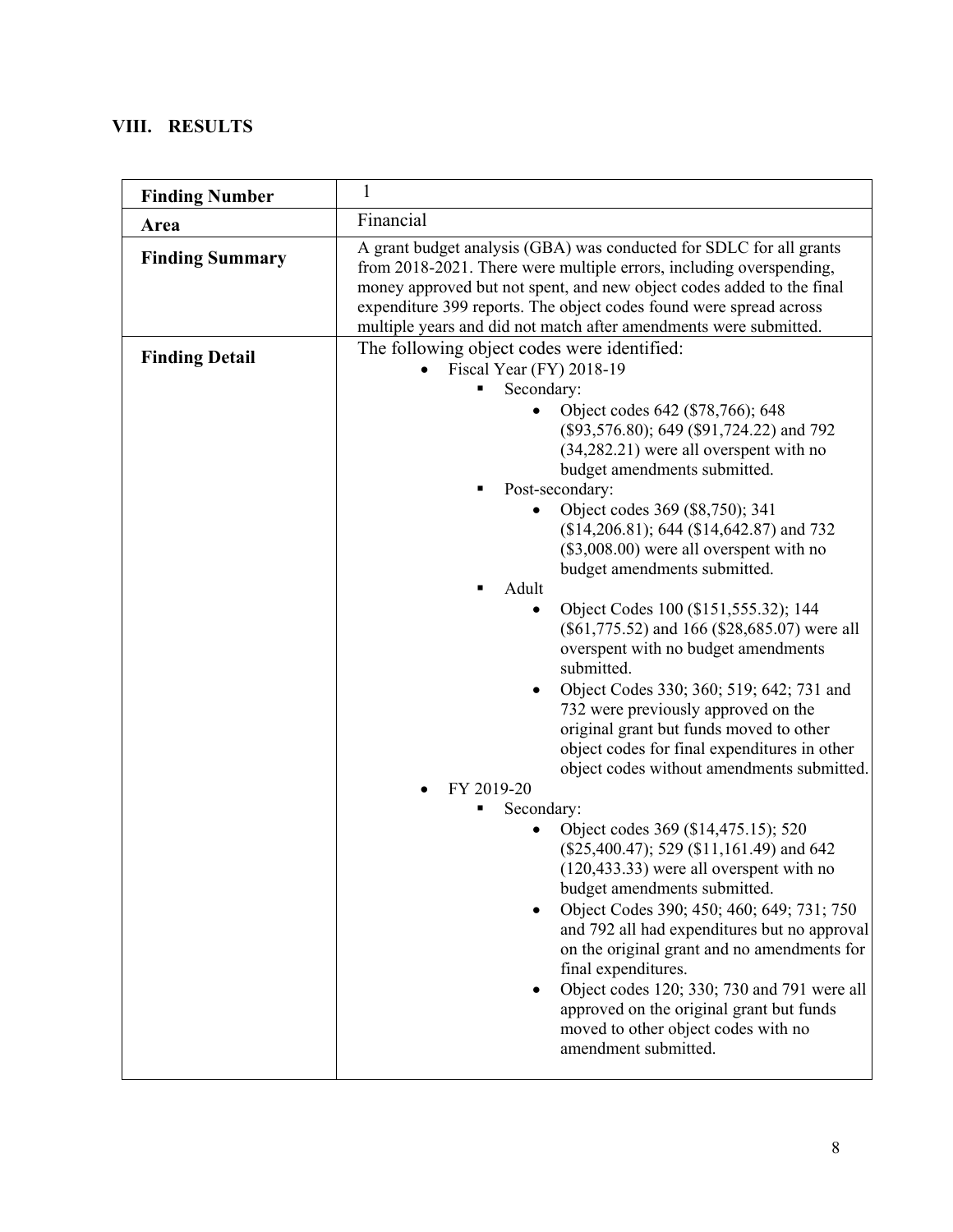## VIII. RESULTS

| **Finding Number** | 1 |
|---|---|
| **Area** | Financial |
| **Finding Summary** | A grant budget analysis (GBA) was conducted for SDLC for all grants from 2018-2021. There were multiple errors, including overspending, money approved but not spent, and new object codes added to the final expenditure 399 reports. The object codes found were spread across multiple years and did not match after amendments were submitted. |
| **Finding Detail** | The following object codes were identified:<br>• Fiscal Year (FY) 2018-19<br>&nbsp;&nbsp;▪ Secondary:<br>&nbsp;&nbsp;&nbsp;&nbsp;• Object codes 642 ($78,766); 648 ($93,576.80); 649 ($91,724.22) and 792 (34,282.21) were all overspent with no budget amendments submitted.<br>&nbsp;&nbsp;▪ Post-secondary:<br>&nbsp;&nbsp;&nbsp;&nbsp;• Object codes 369 ($8,750); 341 ($14,206.81); 644 ($14,642.87) and 732 ($3,008.00) were all overspent with no budget amendments submitted.<br>&nbsp;&nbsp;▪ Adult<br>&nbsp;&nbsp;&nbsp;&nbsp;• Object Codes 100 ($151,555.32); 144 ($61,775.52) and 166 ($28,685.07) were all overspent with no budget amendments submitted.<br>&nbsp;&nbsp;&nbsp;&nbsp;• Object Codes 330; 360; 519; 642; 731 and 732 were previously approved on the original grant but funds moved to other object codes for final expenditures in other object codes without amendments submitted.<br>• FY 2019-20<br>&nbsp;&nbsp;▪ Secondary:<br>&nbsp;&nbsp;&nbsp;&nbsp;• Object codes 369 ($14,475.15); 520 ($25,400.47); 529 ($11,161.49) and 642 (120,433.33) were all overspent with no budget amendments submitted.<br>&nbsp;&nbsp;&nbsp;&nbsp;• Object Codes 390; 450; 460; 649; 731; 750 and 792 all had expenditures but no approval on the original grant and no amendments for final expenditures.<br>&nbsp;&nbsp;&nbsp;&nbsp;• Object codes 120; 330; 730 and 791 were all approved on the original grant but funds moved to other object codes with no amendment submitted. |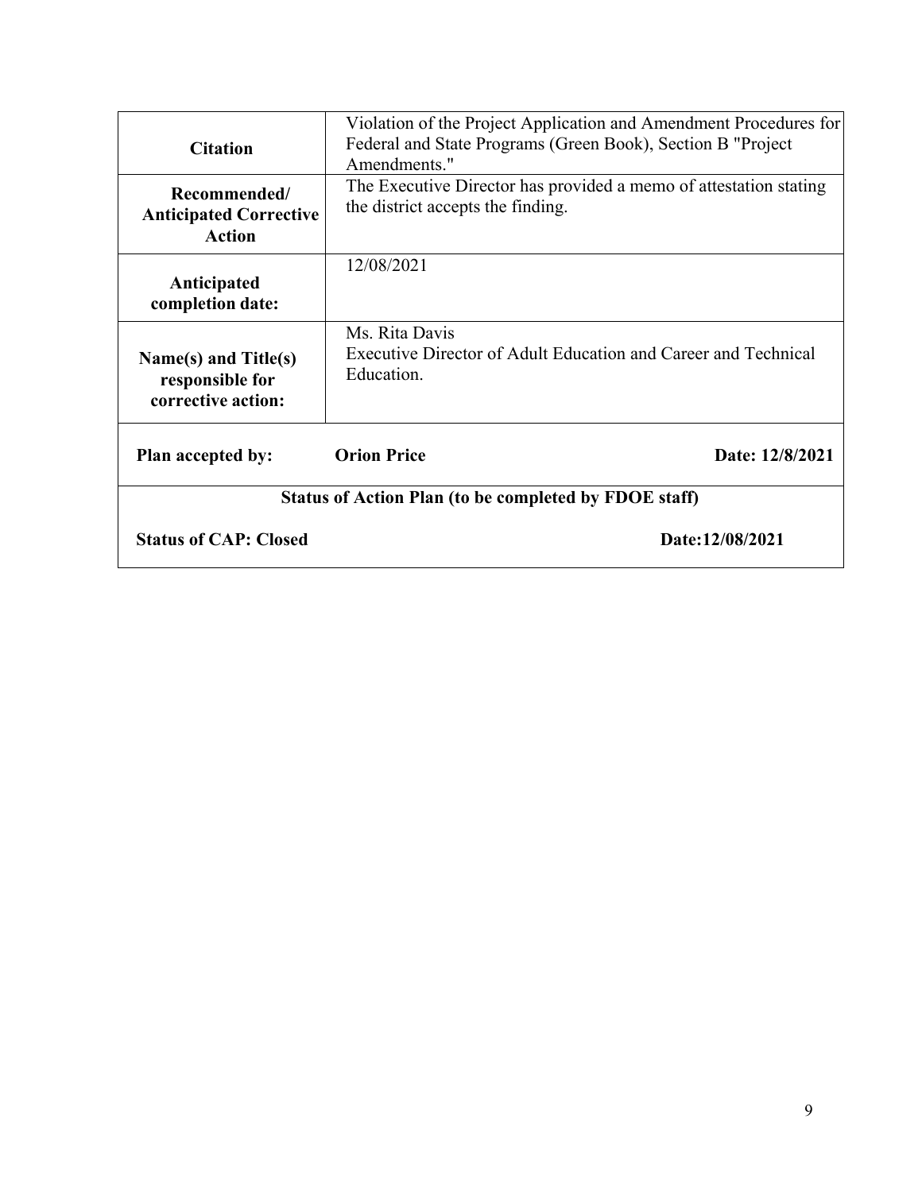| | |
|---|---|
| **Citation** | Violation of the Project Application and Amendment Procedures for Federal and State Programs (Green Book), Section B "Project Amendments." |
| **Recommended/ Anticipated Corrective Action** | The Executive Director has provided a memo of attestation stating the district accepts the finding. |
| **Anticipated completion date:** | 12/08/2021 |
| **Name(s) and Title(s) responsible for corrective action:** | Ms. Rita Davis<br>Executive Director of Adult Education and Career and Technical Education. |

| | | |
|---|---|---|
| **Plan accepted by:** | **Orion Price** | **Date: 12/8/2021** |
| **Status of Action Plan (to be completed by FDOE staff)** | | |
| **Status of CAP: Closed** | | **Date:12/08/2021** |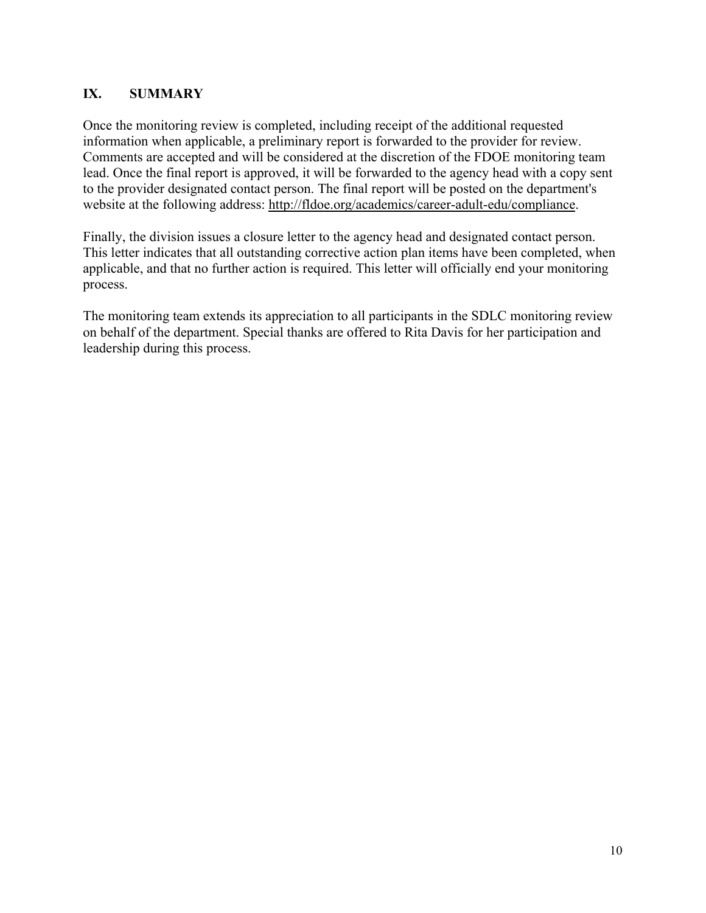## IX. SUMMARY

Once the monitoring review is completed, including receipt of the additional requested information when applicable, a preliminary report is forwarded to the provider for review. Comments are accepted and will be considered at the discretion of the FDOE monitoring team lead. Once the final report is approved, it will be forwarded to the agency head with a copy sent to the provider designated contact person. The final report will be posted on the department's website at the following address: http://fldoe.org/academics/career-adult-edu/compliance.

Finally, the division issues a closure letter to the agency head and designated contact person. This letter indicates that all outstanding corrective action plan items have been completed, when applicable, and that no further action is required. This letter will officially end your monitoring process.

The monitoring team extends its appreciation to all participants in the SDLC monitoring review on behalf of the department. Special thanks are offered to Rita Davis for her participation and leadership during this process.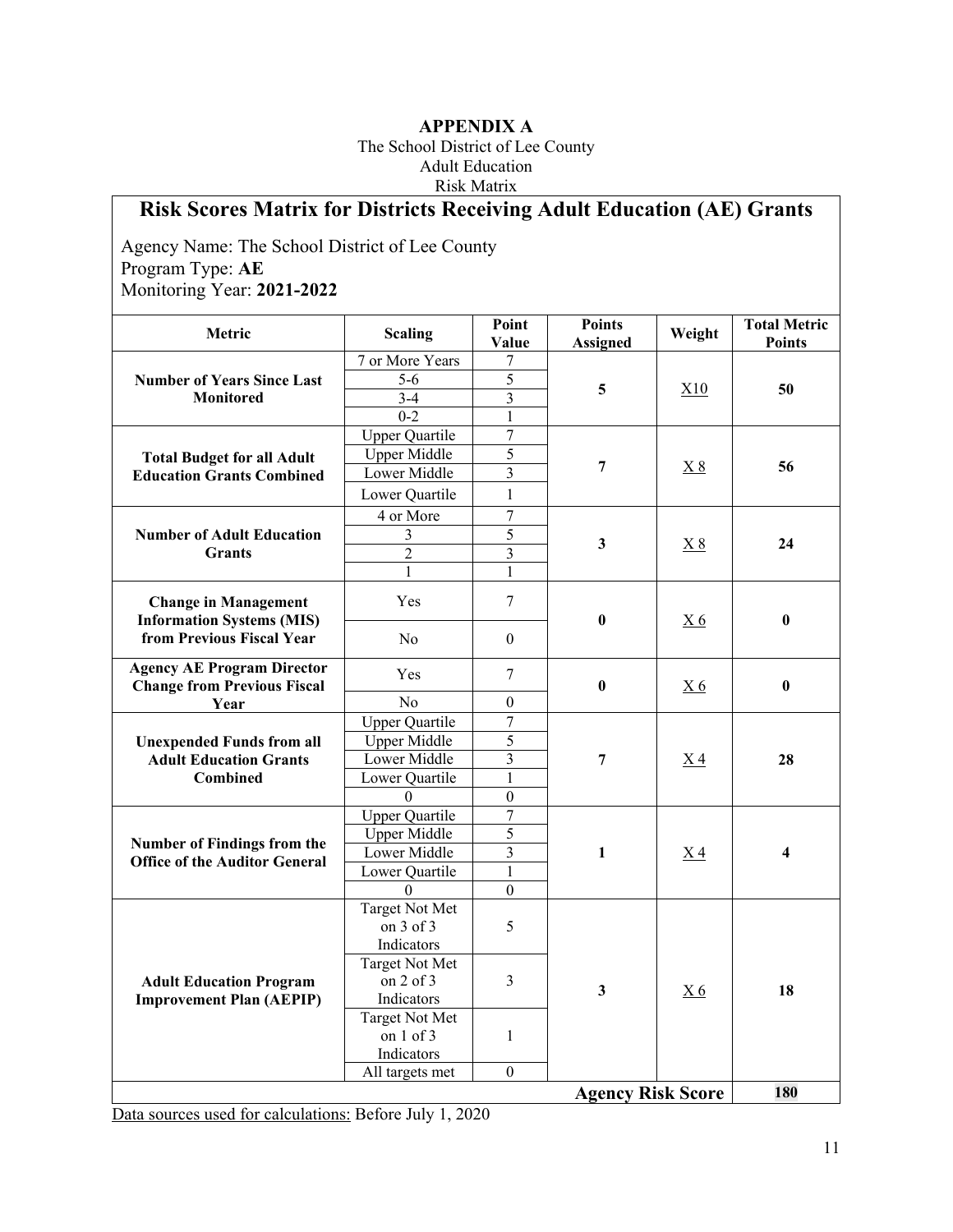**APPENDIX A**

The School District of Lee County
Adult Education
Risk Matrix

## Risk Scores Matrix for Districts Receiving Adult Education (AE) Grants

Agency Name: The School District of Lee County
Program Type: **AE**
Monitoring Year: **2021-2022**

| Metric | Scaling | Point Value | Points Assigned | Weight | Total Metric Points |
|---|---|---|---|---|---|
| **Number of Years Since Last Monitored** | 7 or More Years | 7 | **5** | X10 | **50** |
| | 5-6 | 5 | | | |
| | 3-4 | 3 | | | |
| | 0-2 | 1 | | | |
| **Total Budget for all Adult Education Grants Combined** | Upper Quartile | 7 | **7** | X 8 | **56** |
| | Upper Middle | 5 | | | |
| | Lower Middle | 3 | | | |
| | Lower Quartile | 1 | | | |
| **Number of Adult Education Grants** | 4 or More | 7 | **3** | X 8 | **24** |
| | 3 | 5 | | | |
| | 2 | 3 | | | |
| | 1 | 1 | | | |
| **Change in Management Information Systems (MIS) from Previous Fiscal Year** | Yes | 7 | **0** | X 6 | **0** |
| | No | 0 | | | |
| **Agency AE Program Director Change from Previous Fiscal Year** | Yes | 7 | **0** | X 6 | **0** |
| | No | 0 | | | |
| **Unexpended Funds from all Adult Education Grants Combined** | Upper Quartile | 7 | **7** | X 4 | **28** |
| | Upper Middle | 5 | | | |
| | Lower Middle | 3 | | | |
| | Lower Quartile | 1 | | | |
| | 0 | 0 | | | |
| **Number of Findings from the Office of the Auditor General** | Upper Quartile | 7 | **1** | X 4 | **4** |
| | Upper Middle | 5 | | | |
| | Lower Middle | 3 | | | |
| | Lower Quartile | 1 | | | |
| | 0 | 0 | | | |
| **Adult Education Program Improvement Plan (AEPIP)** | Target Not Met on 3 of 3 Indicators | 5 | **3** | X 6 | **18** |
| | Target Not Met on 2 of 3 Indicators | 3 | | | |
| | Target Not Met on 1 of 3 Indicators | 1 | | | |
| | All targets met | 0 | | | |
| | | | **Agency Risk Score** | | **180** |

Data sources used for calculations: Before July 1, 2020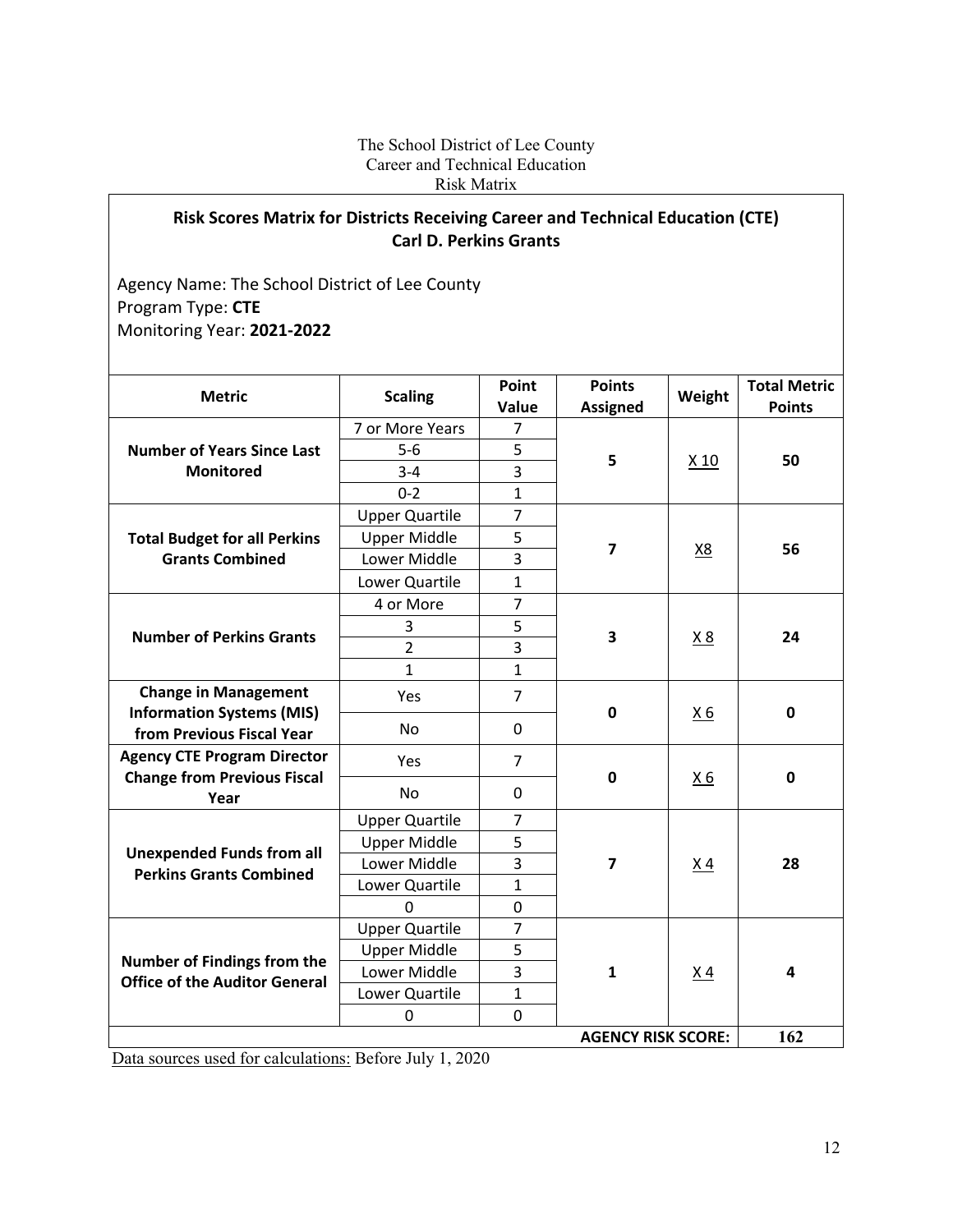The School District of Lee County
Career and Technical Education
Risk Matrix

## Risk Scores Matrix for Districts Receiving Career and Technical Education (CTE) Carl D. Perkins Grants

Agency Name: The School District of Lee County
Program Type: **CTE**
Monitoring Year: **2021-2022**

| Metric | Scaling | Point Value | Points Assigned | Weight | Total Metric Points |
|---|---|---|---|---|---|
| **Number of Years Since Last Monitored** | 7 or More Years | 7 | **5** | X 10 | **50** |
| | 5-6 | 5 | | | |
| | 3-4 | 3 | | | |
| | 0-2 | 1 | | | |
| **Total Budget for all Perkins Grants Combined** | Upper Quartile | 7 | **7** | X8 | **56** |
| | Upper Middle | 5 | | | |
| | Lower Middle | 3 | | | |
| | Lower Quartile | 1 | | | |
| **Number of Perkins Grants** | 4 or More | 7 | **3** | X 8 | **24** |
| | 3 | 5 | | | |
| | 2 | 3 | | | |
| | 1 | 1 | | | |
| **Change in Management Information Systems (MIS) from Previous Fiscal Year** | Yes | 7 | **0** | X 6 | **0** |
| | No | 0 | | | |
| **Agency CTE Program Director Change from Previous Fiscal Year** | Yes | 7 | **0** | X 6 | **0** |
| | No | 0 | | | |
| **Unexpended Funds from all Perkins Grants Combined** | Upper Quartile | 7 | **7** | X 4 | **28** |
| | Upper Middle | 5 | | | |
| | Lower Middle | 3 | | | |
| | Lower Quartile | 1 | | | |
| | 0 | 0 | | | |
| **Number of Findings from the Office of the Auditor General** | Upper Quartile | 7 | **1** | X 4 | **4** |
| | Upper Middle | 5 | | | |
| | Lower Middle | 3 | | | |
| | Lower Quartile | 1 | | | |
| | 0 | 0 | | | |
| | | | | **AGENCY RISK SCORE:** | **162** |

Data sources used for calculations: Before July 1, 2020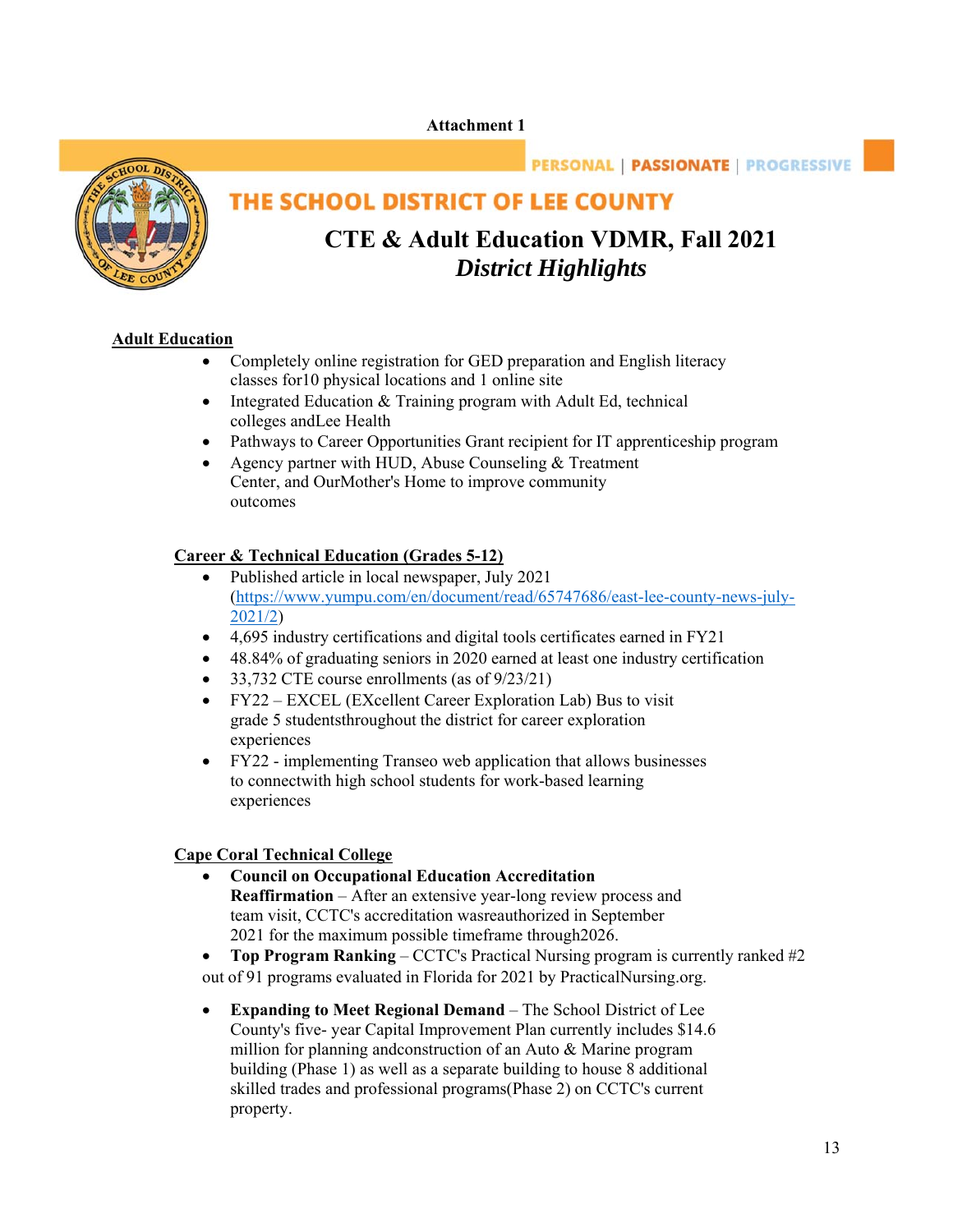Attachment 1

PERSONAL | PASSIONATE | PROGRESSIVE

# THE SCHOOL DISTRICT OF LEE COUNTY

## CTE & Adult Education VDMR, Fall 2021

## *District Highlights*

**Adult Education**

- Completely online registration for GED preparation and English literacy classes for10 physical locations and 1 online site
- Integrated Education & Training program with Adult Ed, technical colleges andLee Health
- Pathways to Career Opportunities Grant recipient for IT apprenticeship program
- Agency partner with HUD, Abuse Counseling & Treatment Center, and OurMother's Home to improve community outcomes

**Career & Technical Education (Grades 5-12)**

- Published article in local newspaper, July 2021 (https://www.yumpu.com/en/document/read/65747686/east-lee-county-news-july-2021/2)
- 4,695 industry certifications and digital tools certificates earned in FY21
- 48.84% of graduating seniors in 2020 earned at least one industry certification
- 33,732 CTE course enrollments (as of 9/23/21)
- FY22 – EXCEL (EXcellent Career Exploration Lab) Bus to visit grade 5 studentsthroughout the district for career exploration experiences
- FY22 - implementing Transeo web application that allows businesses to connectwith high school students for work-based learning experiences

**Cape Coral Technical College**

- **Council on Occupational Education Accreditation Reaffirmation** – After an extensive year-long review process and team visit, CCTC's accreditation wasreauthorized in September 2021 for the maximum possible timeframe through2026.
- **Top Program Ranking** – CCTC's Practical Nursing program is currently ranked #2 out of 91 programs evaluated in Florida for 2021 by PracticalNursing.org.
- **Expanding to Meet Regional Demand** – The School District of Lee County's five- year Capital Improvement Plan currently includes $14.6 million for planning andconstruction of an Auto & Marine program building (Phase 1) as well as a separate building to house 8 additional skilled trades and professional programs(Phase 2) on CCTC's current property.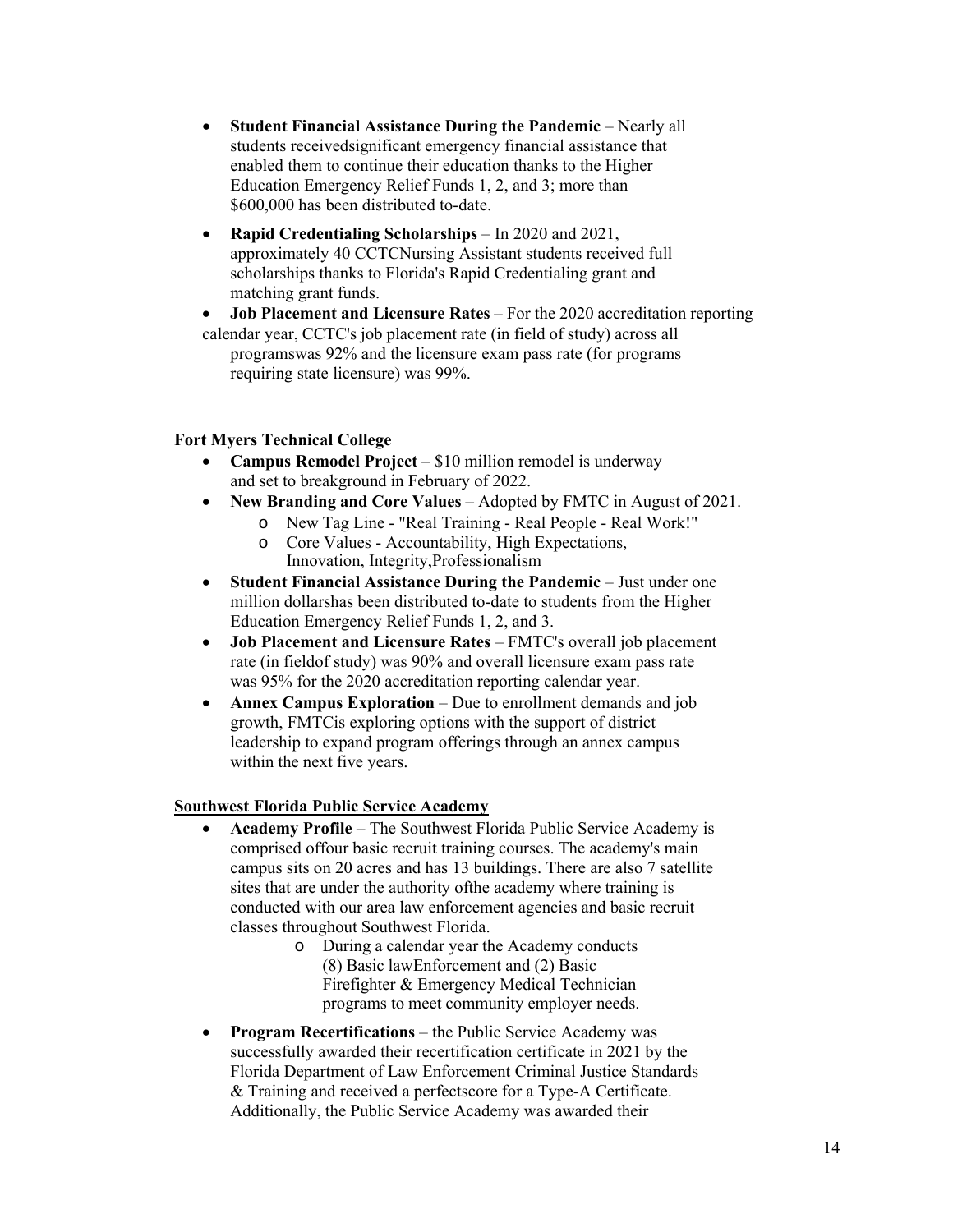- **Student Financial Assistance During the Pandemic** – Nearly all students receivedsignificant emergency financial assistance that enabled them to continue their education thanks to the Higher Education Emergency Relief Funds 1, 2, and 3; more than $600,000 has been distributed to-date.
- **Rapid Credentialing Scholarships** – In 2020 and 2021, approximately 40 CCTCNursing Assistant students received full scholarships thanks to Florida's Rapid Credentialing grant and matching grant funds.
- **Job Placement and Licensure Rates** – For the 2020 accreditation reporting calendar year, CCTC's job placement rate (in field of study) across all programswas 92% and the licensure exam pass rate (for programs requiring state licensure) was 99%.

**Fort Myers Technical College**

- **Campus Remodel Project** – $10 million remodel is underway and set to breakground in February of 2022.
- **New Branding and Core Values** – Adopted by FMTC in August of 2021.
  - New Tag Line - "Real Training - Real People - Real Work!"
  - Core Values - Accountability, High Expectations, Innovation, Integrity,Professionalism
- **Student Financial Assistance During the Pandemic** – Just under one million dollarshas been distributed to-date to students from the Higher Education Emergency Relief Funds 1, 2, and 3.
- **Job Placement and Licensure Rates** – FMTC's overall job placement rate (in fieldof study) was 90% and overall licensure exam pass rate was 95% for the 2020 accreditation reporting calendar year.
- **Annex Campus Exploration** – Due to enrollment demands and job growth, FMTCis exploring options with the support of district leadership to expand program offerings through an annex campus within the next five years.

**Southwest Florida Public Service Academy**

- **Academy Profile** – The Southwest Florida Public Service Academy is comprised offour basic recruit training courses. The academy's main campus sits on 20 acres and has 13 buildings. There are also 7 satellite sites that are under the authority ofthe academy where training is conducted with our area law enforcement agencies and basic recruit classes throughout Southwest Florida.
  - During a calendar year the Academy conducts (8) Basic lawEnforcement and (2) Basic Firefighter & Emergency Medical Technician programs to meet community employer needs.
- **Program Recertifications** – the Public Service Academy was successfully awarded their recertification certificate in 2021 by the Florida Department of Law Enforcement Criminal Justice Standards & Training and received a perfectscore for a Type-A Certificate. Additionally, the Public Service Academy was awarded their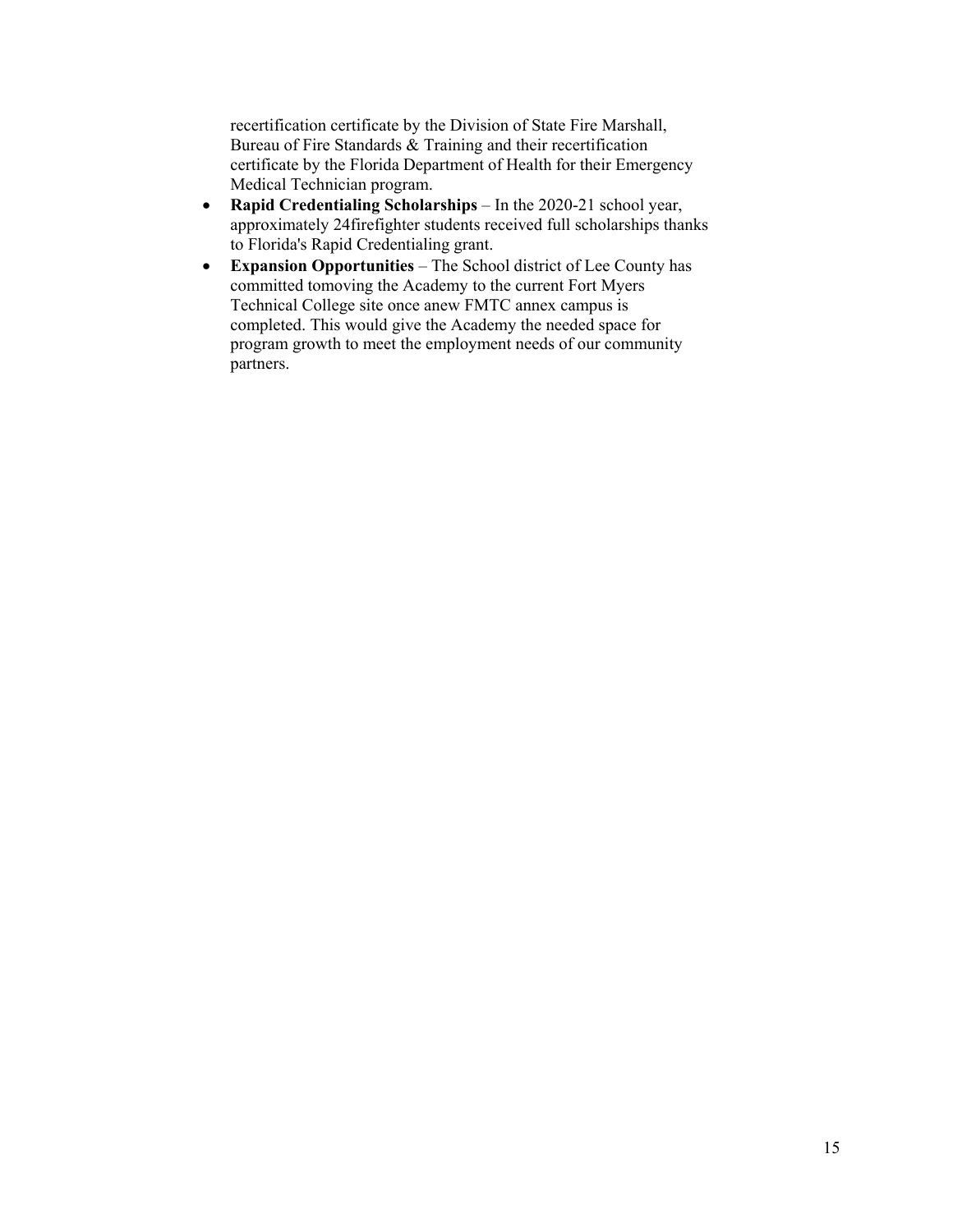recertification certificate by the Division of State Fire Marshall, Bureau of Fire Standards & Training and their recertification certificate by the Florida Department of Health for their Emergency Medical Technician program.

- **Rapid Credentialing Scholarships** – In the 2020-21 school year, approximately 24firefighter students received full scholarships thanks to Florida's Rapid Credentialing grant.
- **Expansion Opportunities** – The School district of Lee County has committed tomoving the Academy to the current Fort Myers Technical College site once anew FMTC annex campus is completed. This would give the Academy the needed space for program growth to meet the employment needs of our community partners.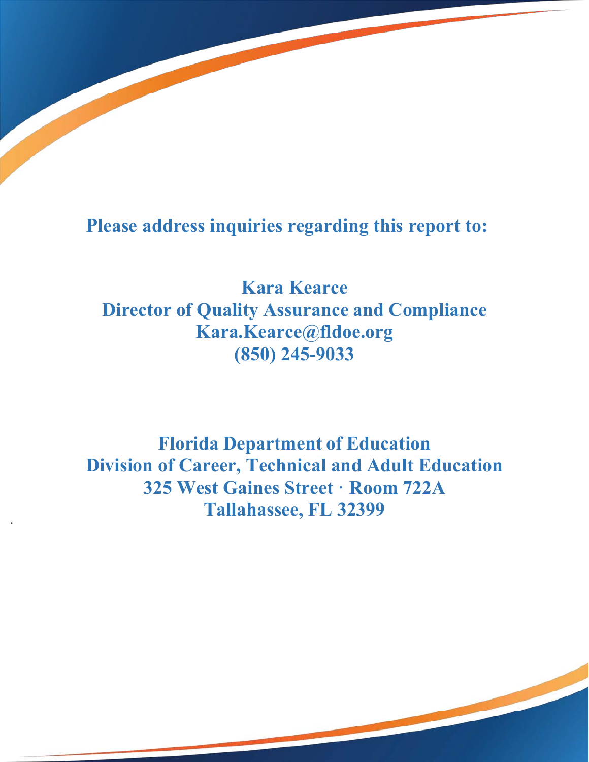**Please address inquiries regarding this report to:**

**Kara Kearce**
**Director of Quality Assurance and Compliance**
**Kara.Kearce@fldoe.org**
**(850) 245-9033**

**Florida Department of Education**
**Division of Career, Technical and Adult Education**
**325 West Gaines Street · Room 722A**
**Tallahassee, FL 32399**